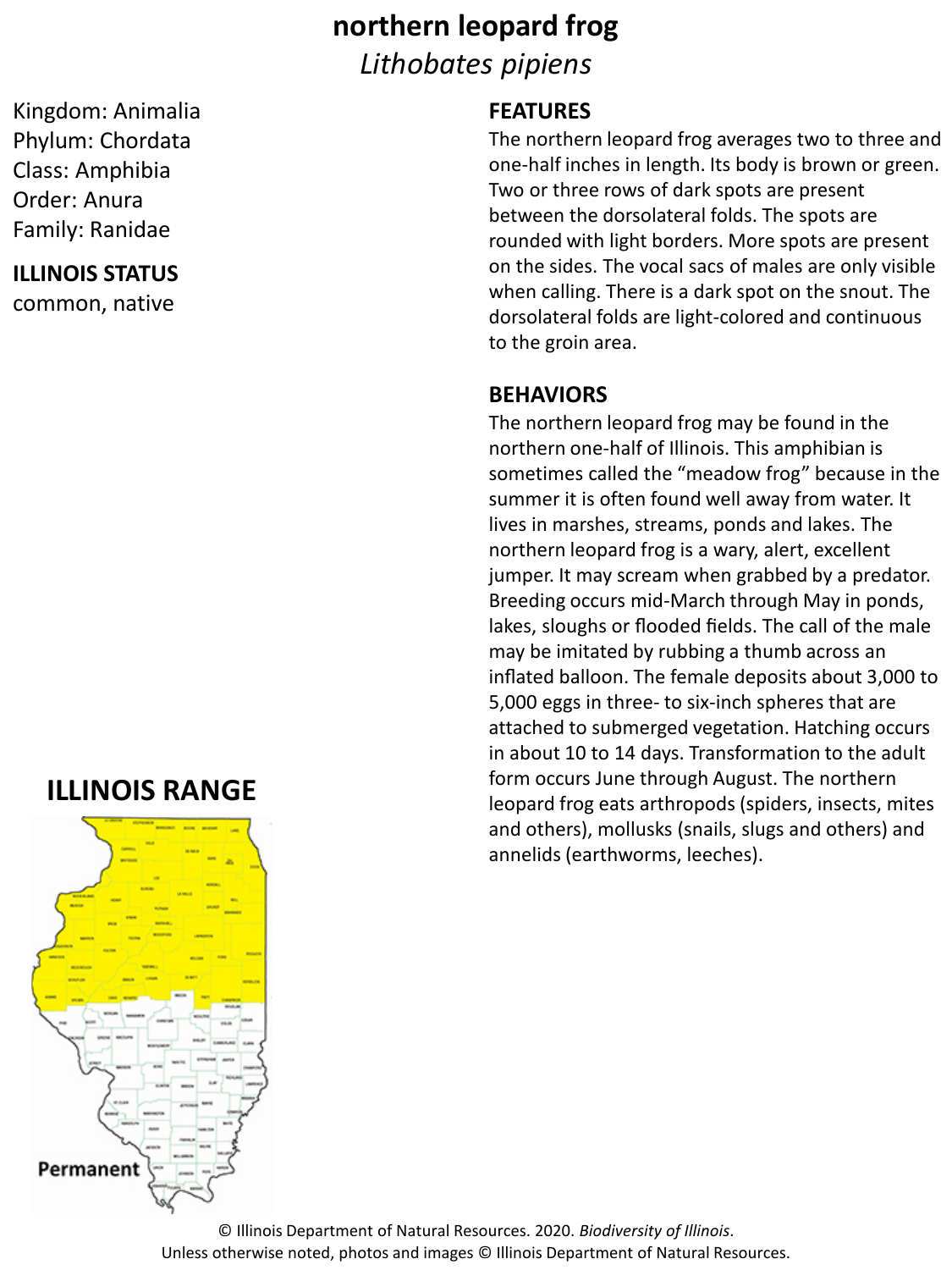# northern leopard frog

*Lithobates pipiens*

Kingdom: Animalia
Phylum: Chordata
Class: Amphibia
Order: Anura
Family: Ranidae

**ILLINOIS STATUS**

common, native

## FEATURES

The northern leopard frog averages two to three and one-half inches in length. Its body is brown or green. Two or three rows of dark spots are present between the dorsolateral folds. The spots are rounded with light borders. More spots are present on the sides. The vocal sacs of males are only visible when calling. There is a dark spot on the snout. The dorsolateral folds are light-colored and continuous to the groin area.

## BEHAVIORS

The northern leopard frog may be found in the northern one-half of Illinois. This amphibian is sometimes called the "meadow frog" because in the summer it is often found well away from water. It lives in marshes, streams, ponds and lakes. The northern leopard frog is a wary, alert, excellent jumper. It may scream when grabbed by a predator. Breeding occurs mid-March through May in ponds, lakes, sloughs or flooded fields. The call of the male may be imitated by rubbing a thumb across an inflated balloon. The female deposits about 3,000 to 5,000 eggs in three- to six-inch spheres that are attached to submerged vegetation. Hatching occurs in about 10 to 14 days. Transformation to the adult form occurs June through August. The northern leopard frog eats arthropods (spiders, insects, mites and others), mollusks (snails, slugs and others) and annelids (earthworms, leeches).

## ILLINOIS RANGE

Permanent

© Illinois Department of Natural Resources. 2020. *Biodiversity of Illinois*.
Unless otherwise noted, photos and images © Illinois Department of Natural Resources.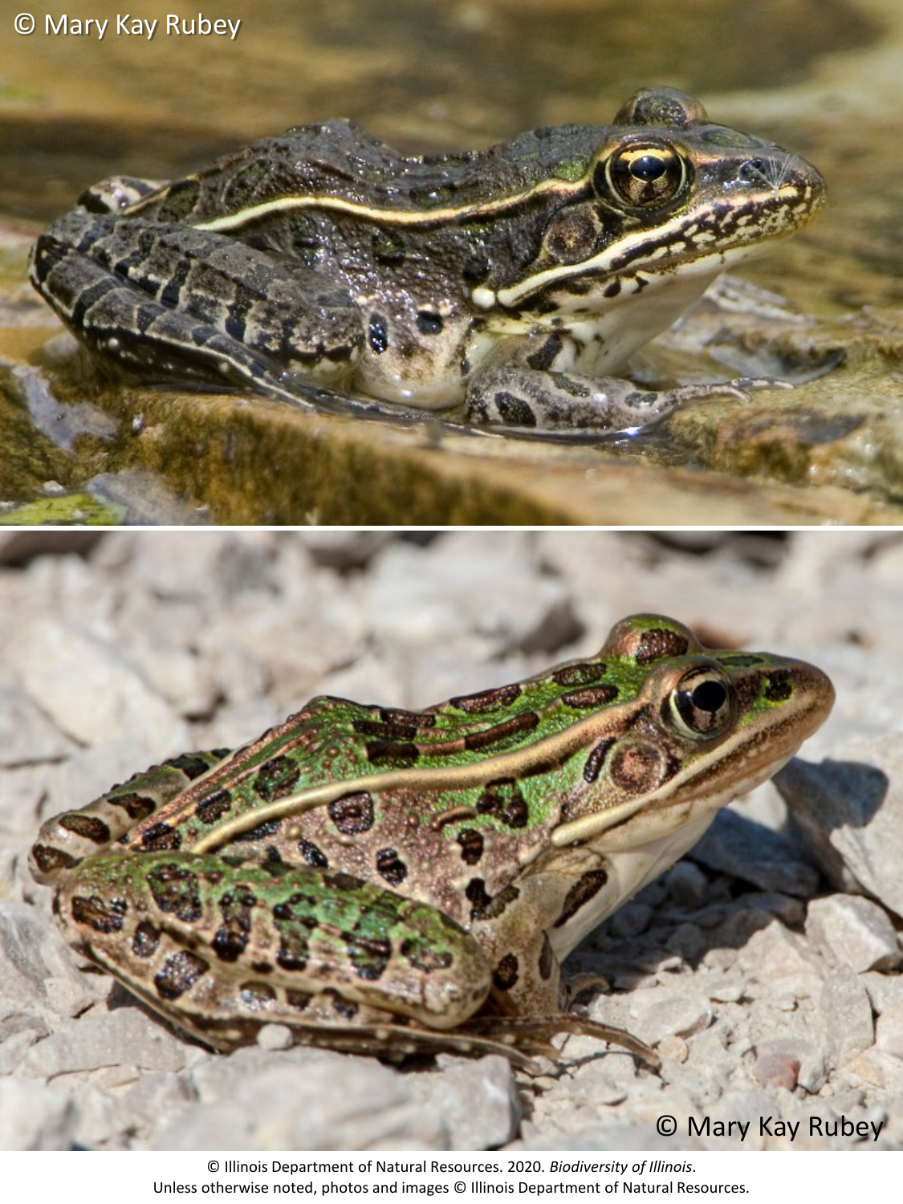© Illinois Department of Natural Resources. 2020. *Biodiversity of Illinois*.
Unless otherwise noted, photos and images © Illinois Department of Natural Resources.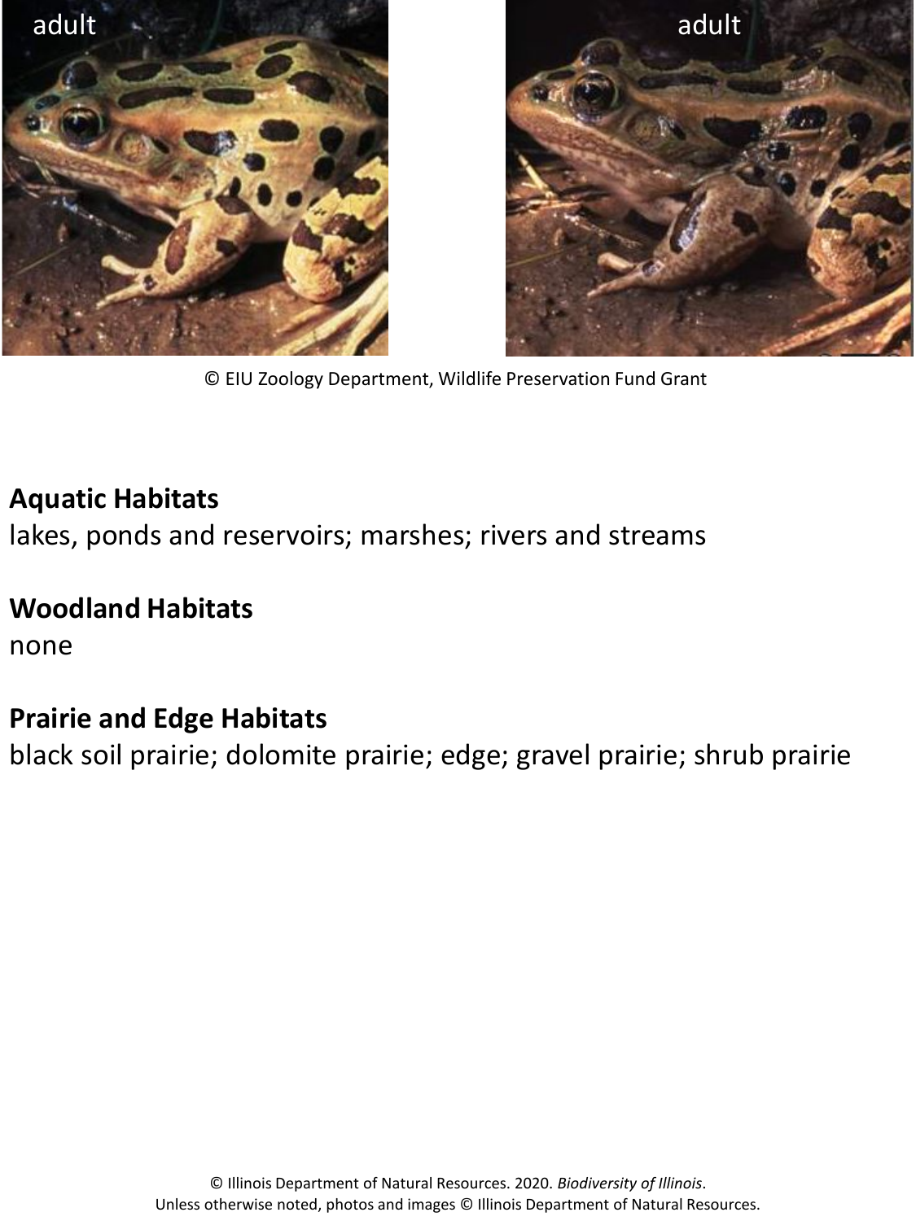adult

adult

© EIU Zoology Department, Wildlife Preservation Fund Grant

**Aquatic Habitats**
lakes, ponds and reservoirs; marshes; rivers and streams

**Woodland Habitats**
none

**Prairie and Edge Habitats**
black soil prairie; dolomite prairie; edge; gravel prairie; shrub prairie

© Illinois Department of Natural Resources. 2020. *Biodiversity of Illinois*.
Unless otherwise noted, photos and images © Illinois Department of Natural Resources.